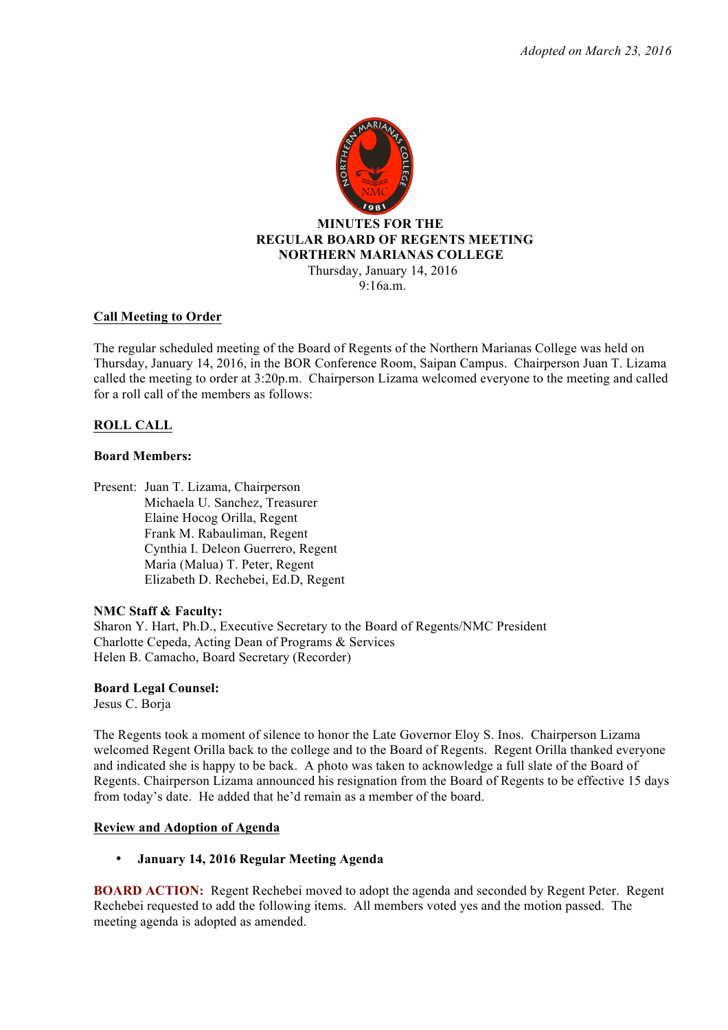*Adopted on March 23, 2016*

**MINUTES FOR THE**
**REGULAR BOARD OF REGENTS MEETING**
**NORTHERN MARIANAS COLLEGE**
Thursday, January 14, 2016
9:16a.m.

## Call Meeting to Order

The regular scheduled meeting of the Board of Regents of the Northern Marianas College was held on Thursday, January 14, 2016, in the BOR Conference Room, Saipan Campus. Chairperson Juan T. Lizama called the meeting to order at 3:20p.m. Chairperson Lizama welcomed everyone to the meeting and called for a roll call of the members as follows:

## ROLL CALL

**Board Members:**

Present: Juan T. Lizama, Chairperson
Michaela U. Sanchez, Treasurer
Elaine Hocog Orilla, Regent
Frank M. Rabauliman, Regent
Cynthia I. Deleon Guerrero, Regent
Maria (Malua) T. Peter, Regent
Elizabeth D. Rechebei, Ed.D, Regent

**NMC Staff & Faculty:**
Sharon Y. Hart, Ph.D., Executive Secretary to the Board of Regents/NMC President
Charlotte Cepeda, Acting Dean of Programs & Services
Helen B. Camacho, Board Secretary (Recorder)

**Board Legal Counsel:**
Jesus C. Borja

The Regents took a moment of silence to honor the Late Governor Eloy S. Inos. Chairperson Lizama welcomed Regent Orilla back to the college and to the Board of Regents. Regent Orilla thanked everyone and indicated she is happy to be back. A photo was taken to acknowledge a full slate of the Board of Regents. Chairperson Lizama announced his resignation from the Board of Regents to be effective 15 days from today's date. He added that he'd remain as a member of the board.

## Review and Adoption of Agenda

- **January 14, 2016 Regular Meeting Agenda**

**BOARD ACTION:** Regent Rechebei moved to adopt the agenda and seconded by Regent Peter. Regent Rechebei requested to add the following items. All members voted yes and the motion passed. The meeting agenda is adopted as amended.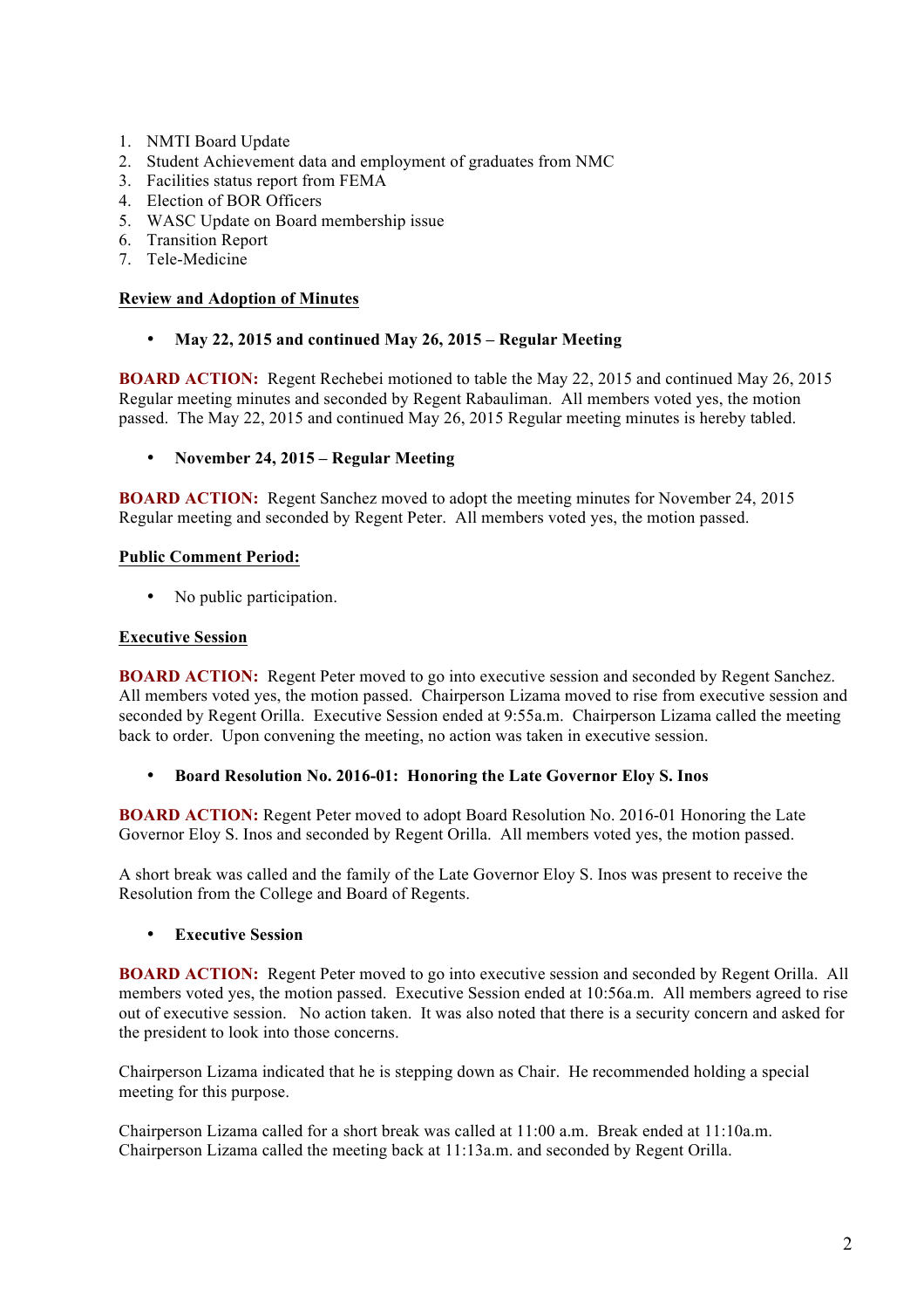1. NMTI Board Update
2. Student Achievement data and employment of graduates from NMC
3. Facilities status report from FEMA
4. Election of BOR Officers
5. WASC Update on Board membership issue
6. Transition Report
7. Tele-Medicine

**Review and Adoption of Minutes**

- **May 22, 2015 and continued May 26, 2015 – Regular Meeting**

**BOARD ACTION:** Regent Rechebei motioned to table the May 22, 2015 and continued May 26, 2015 Regular meeting minutes and seconded by Regent Rabauliman. All members voted yes, the motion passed. The May 22, 2015 and continued May 26, 2015 Regular meeting minutes is hereby tabled.

- **November 24, 2015 – Regular Meeting**

**BOARD ACTION:** Regent Sanchez moved to adopt the meeting minutes for November 24, 2015 Regular meeting and seconded by Regent Peter. All members voted yes, the motion passed.

**Public Comment Period:**

- No public participation.

**Executive Session**

**BOARD ACTION:** Regent Peter moved to go into executive session and seconded by Regent Sanchez. All members voted yes, the motion passed. Chairperson Lizama moved to rise from executive session and seconded by Regent Orilla. Executive Session ended at 9:55a.m. Chairperson Lizama called the meeting back to order. Upon convening the meeting, no action was taken in executive session.

- **Board Resolution No. 2016-01: Honoring the Late Governor Eloy S. Inos**

**BOARD ACTION:** Regent Peter moved to adopt Board Resolution No. 2016-01 Honoring the Late Governor Eloy S. Inos and seconded by Regent Orilla. All members voted yes, the motion passed.

A short break was called and the family of the Late Governor Eloy S. Inos was present to receive the Resolution from the College and Board of Regents.

- **Executive Session**

**BOARD ACTION:** Regent Peter moved to go into executive session and seconded by Regent Orilla. All members voted yes, the motion passed. Executive Session ended at 10:56a.m. All members agreed to rise out of executive session. No action taken. It was also noted that there is a security concern and asked for the president to look into those concerns.

Chairperson Lizama indicated that he is stepping down as Chair. He recommended holding a special meeting for this purpose.

Chairperson Lizama called for a short break was called at 11:00 a.m. Break ended at 11:10a.m. Chairperson Lizama called the meeting back at 11:13a.m. and seconded by Regent Orilla.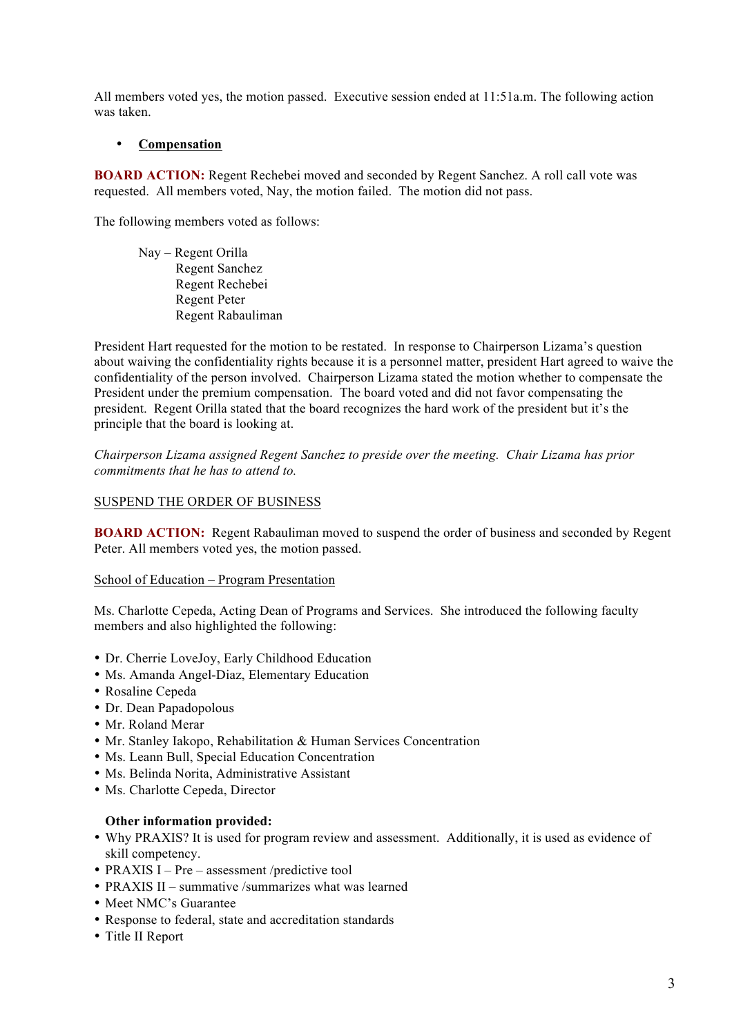All members voted yes, the motion passed. Executive session ended at 11:51a.m. The following action was taken.

- **<u>Compensation</u>**

**BOARD ACTION:** Regent Rechebei moved and seconded by Regent Sanchez. A roll call vote was requested. All members voted, Nay, the motion failed. The motion did not pass.

The following members voted as follows:

Nay – Regent Orilla
Regent Sanchez
Regent Rechebei
Regent Peter
Regent Rabauliman

President Hart requested for the motion to be restated. In response to Chairperson Lizama's question about waiving the confidentiality rights because it is a personnel matter, president Hart agreed to waive the confidentiality of the person involved. Chairperson Lizama stated the motion whether to compensate the President under the premium compensation. The board voted and did not favor compensating the president. Regent Orilla stated that the board recognizes the hard work of the president but it's the principle that the board is looking at.

*Chairperson Lizama assigned Regent Sanchez to preside over the meeting. Chair Lizama has prior commitments that he has to attend to.*

<u>SUSPEND THE ORDER OF BUSINESS</u>

**BOARD ACTION:** Regent Rabauliman moved to suspend the order of business and seconded by Regent Peter. All members voted yes, the motion passed.

<u>School of Education – Program Presentation</u>

Ms. Charlotte Cepeda, Acting Dean of Programs and Services. She introduced the following faculty members and also highlighted the following:

- Dr. Cherrie LoveJoy, Early Childhood Education
- Ms. Amanda Angel-Diaz, Elementary Education
- Rosaline Cepeda
- Dr. Dean Papadopolous
- Mr. Roland Merar
- Mr. Stanley Iakopo, Rehabilitation & Human Services Concentration
- Ms. Leann Bull, Special Education Concentration
- Ms. Belinda Norita, Administrative Assistant
- Ms. Charlotte Cepeda, Director

**Other information provided:**

- Why PRAXIS? It is used for program review and assessment. Additionally, it is used as evidence of skill competency.
- PRAXIS I – Pre – assessment /predictive tool
- PRAXIS II – summative /summarizes what was learned
- Meet NMC's Guarantee
- Response to federal, state and accreditation standards
- Title II Report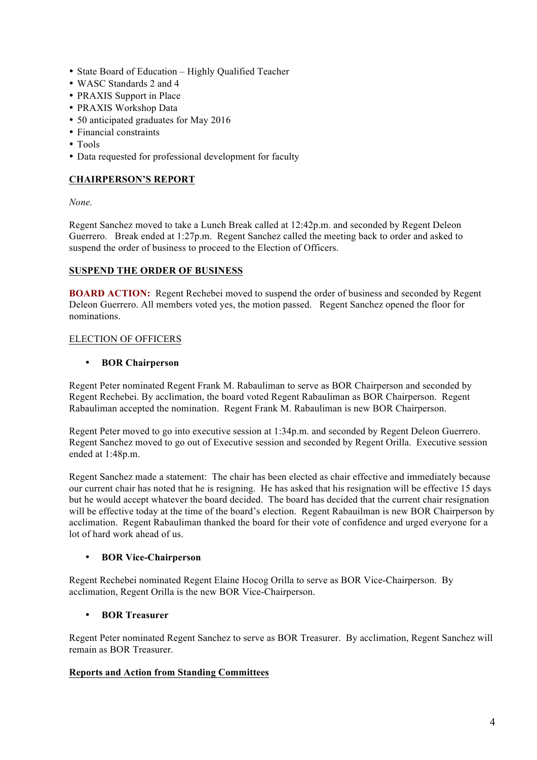- State Board of Education – Highly Qualified Teacher
- WASC Standards 2 and 4
- PRAXIS Support in Place
- PRAXIS Workshop Data
- 50 anticipated graduates for May 2016
- Financial constraints
- Tools
- Data requested for professional development for faculty

## CHAIRPERSON'S REPORT

*None.*

Regent Sanchez moved to take a Lunch Break called at 12:42p.m. and seconded by Regent Deleon Guerrero. Break ended at 1:27p.m. Regent Sanchez called the meeting back to order and asked to suspend the order of business to proceed to the Election of Officers.

## SUSPEND THE ORDER OF BUSINESS

**BOARD ACTION:** Regent Rechebei moved to suspend the order of business and seconded by Regent Deleon Guerrero. All members voted yes, the motion passed. Regent Sanchez opened the floor for nominations.

### ELECTION OF OFFICERS

- **BOR Chairperson**

Regent Peter nominated Regent Frank M. Rabauliman to serve as BOR Chairperson and seconded by Regent Rechebei. By acclimation, the board voted Regent Rabauliman as BOR Chairperson. Regent Rabauliman accepted the nomination. Regent Frank M. Rabauliman is new BOR Chairperson.

Regent Peter moved to go into executive session at 1:34p.m. and seconded by Regent Deleon Guerrero. Regent Sanchez moved to go out of Executive session and seconded by Regent Orilla. Executive session ended at 1:48p.m.

Regent Sanchez made a statement: The chair has been elected as chair effective and immediately because our current chair has noted that he is resigning. He has asked that his resignation will be effective 15 days but he would accept whatever the board decided. The board has decided that the current chair resignation will be effective today at the time of the board's election. Regent Rabauilman is new BOR Chairperson by acclimation. Regent Rabauliman thanked the board for their vote of confidence and urged everyone for a lot of hard work ahead of us.

- **BOR Vice-Chairperson**

Regent Rechebei nominated Regent Elaine Hocog Orilla to serve as BOR Vice-Chairperson. By acclimation, Regent Orilla is the new BOR Vice-Chairperson.

- **BOR Treasurer**

Regent Peter nominated Regent Sanchez to serve as BOR Treasurer. By acclimation, Regent Sanchez will remain as BOR Treasurer.

## Reports and Action from Standing Committees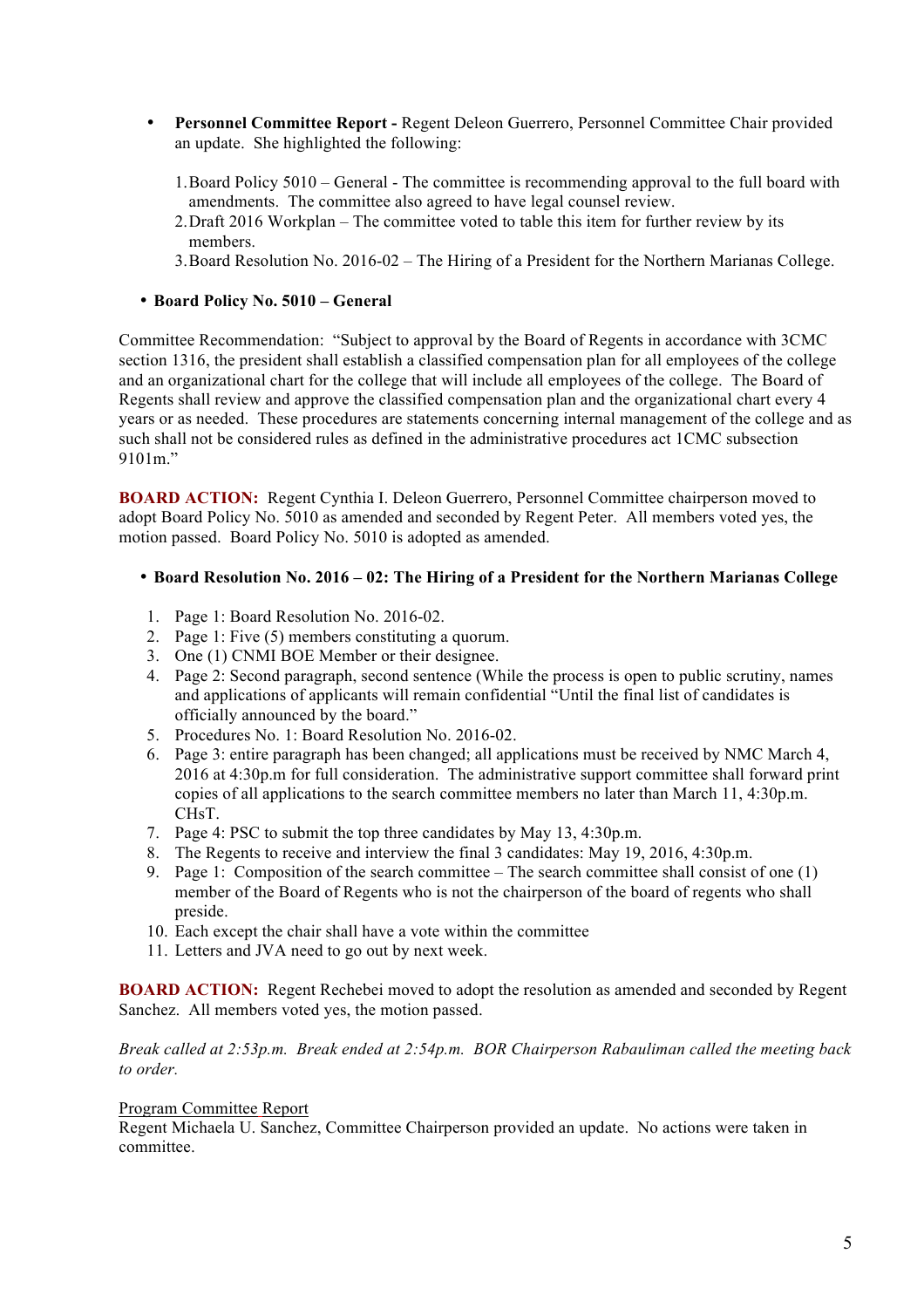- **Personnel Committee Report -** Regent Deleon Guerrero, Personnel Committee Chair provided an update. She highlighted the following:

    1. Board Policy 5010 – General - The committee is recommending approval to the full board with amendments. The committee also agreed to have legal counsel review.
    2. Draft 2016 Workplan – The committee voted to table this item for further review by its members.
    3. Board Resolution No. 2016-02 – The Hiring of a President for the Northern Marianas College.

- **Board Policy No. 5010 – General**

Committee Recommendation: "Subject to approval by the Board of Regents in accordance with 3CMC section 1316, the president shall establish a classified compensation plan for all employees of the college and an organizational chart for the college that will include all employees of the college. The Board of Regents shall review and approve the classified compensation plan and the organizational chart every 4 years or as needed. These procedures are statements concerning internal management of the college and as such shall not be considered rules as defined in the administrative procedures act 1CMC subsection 9101m."

**BOARD ACTION:** Regent Cynthia I. Deleon Guerrero, Personnel Committee chairperson moved to adopt Board Policy No. 5010 as amended and seconded by Regent Peter. All members voted yes, the motion passed. Board Policy No. 5010 is adopted as amended.

- **Board Resolution No. 2016 – 02: The Hiring of a President for the Northern Marianas College**

1. Page 1: Board Resolution No. 2016-02.
2. Page 1: Five (5) members constituting a quorum.
3. One (1) CNMI BOE Member or their designee.
4. Page 2: Second paragraph, second sentence (While the process is open to public scrutiny, names and applications of applicants will remain confidential "Until the final list of candidates is officially announced by the board."
5. Procedures No. 1: Board Resolution No. 2016-02.
6. Page 3: entire paragraph has been changed; all applications must be received by NMC March 4, 2016 at 4:30p.m for full consideration. The administrative support committee shall forward print copies of all applications to the search committee members no later than March 11, 4:30p.m. CHsT.
7. Page 4: PSC to submit the top three candidates by May 13, 4:30p.m.
8. The Regents to receive and interview the final 3 candidates: May 19, 2016, 4:30p.m.
9. Page 1: Composition of the search committee – The search committee shall consist of one (1) member of the Board of Regents who is not the chairperson of the board of regents who shall preside.
10. Each except the chair shall have a vote within the committee
11. Letters and JVA need to go out by next week.

**BOARD ACTION:** Regent Rechebei moved to adopt the resolution as amended and seconded by Regent Sanchez. All members voted yes, the motion passed.

*Break called at 2:53p.m. Break ended at 2:54p.m. BOR Chairperson Rabauliman called the meeting back to order.*

Program Committee Report

Regent Michaela U. Sanchez, Committee Chairperson provided an update. No actions were taken in committee.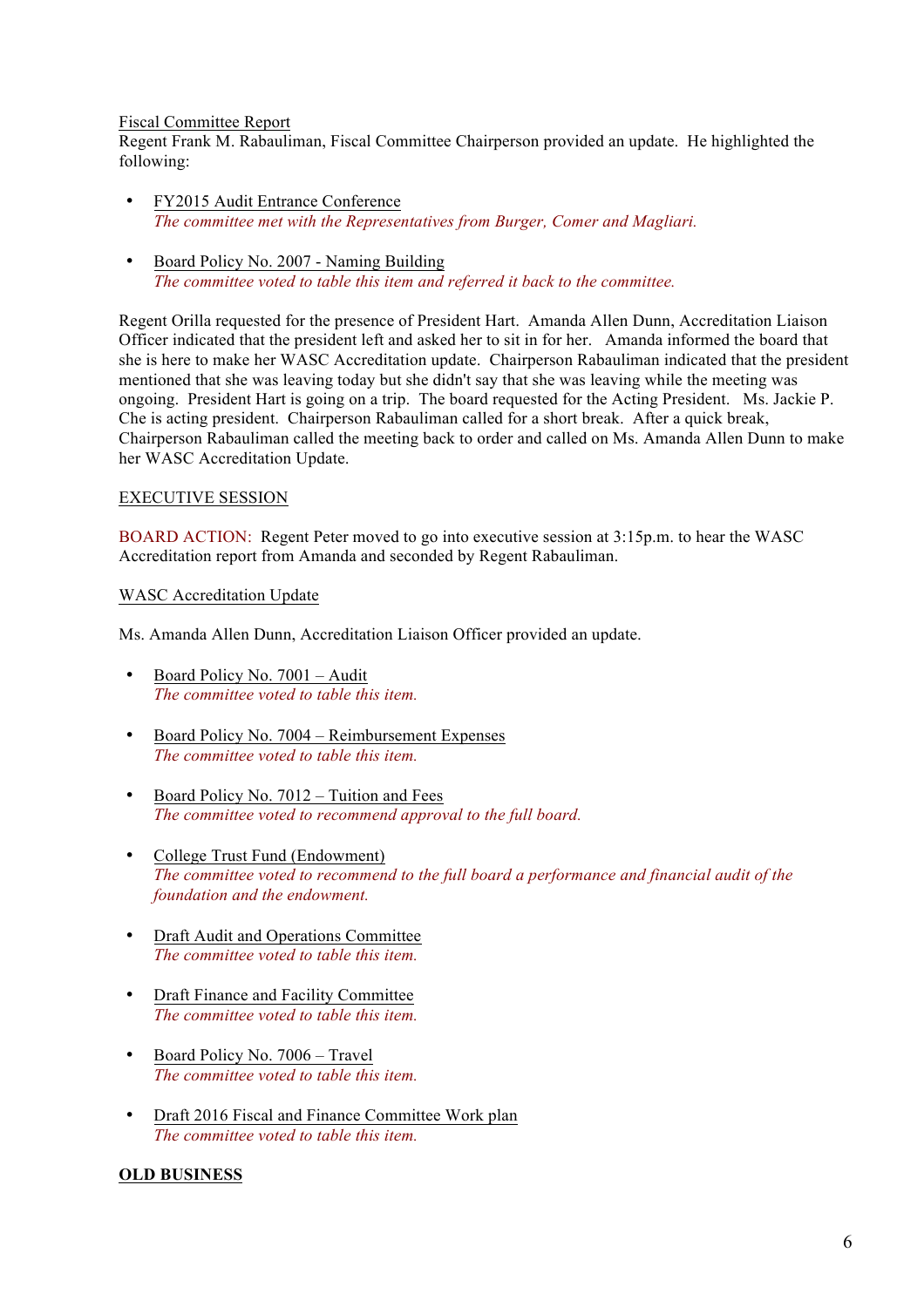Fiscal Committee Report

Regent Frank M. Rabauliman, Fiscal Committee Chairperson provided an update. He highlighted the following:

- FY2015 Audit Entrance Conference
  *The committee met with the Representatives from Burger, Comer and Magliari.*

- Board Policy No. 2007 - Naming Building
  *The committee voted to table this item and referred it back to the committee.*

Regent Orilla requested for the presence of President Hart. Amanda Allen Dunn, Accreditation Liaison Officer indicated that the president left and asked her to sit in for her. Amanda informed the board that she is here to make her WASC Accreditation update. Chairperson Rabauliman indicated that the president mentioned that she was leaving today but she didn't say that she was leaving while the meeting was ongoing. President Hart is going on a trip. The board requested for the Acting President. Ms. Jackie P. Che is acting president. Chairperson Rabauliman called for a short break. After a quick break, Chairperson Rabauliman called the meeting back to order and called on Ms. Amanda Allen Dunn to make her WASC Accreditation Update.

EXECUTIVE SESSION

BOARD ACTION: Regent Peter moved to go into executive session at 3:15p.m. to hear the WASC Accreditation report from Amanda and seconded by Regent Rabauliman.

WASC Accreditation Update

Ms. Amanda Allen Dunn, Accreditation Liaison Officer provided an update.

- Board Policy No. 7001 – Audit
  *The committee voted to table this item.*

- Board Policy No. 7004 – Reimbursement Expenses
  *The committee voted to table this item.*

- Board Policy No. 7012 – Tuition and Fees
  *The committee voted to recommend approval to the full board.*

- College Trust Fund (Endowment)
  *The committee voted to recommend to the full board a performance and financial audit of the foundation and the endowment.*

- Draft Audit and Operations Committee
  *The committee voted to table this item.*

- Draft Finance and Facility Committee
  *The committee voted to table this item.*

- Board Policy No. 7006 – Travel
  *The committee voted to table this item.*

- Draft 2016 Fiscal and Finance Committee Work plan
  *The committee voted to table this item.*

**OLD BUSINESS**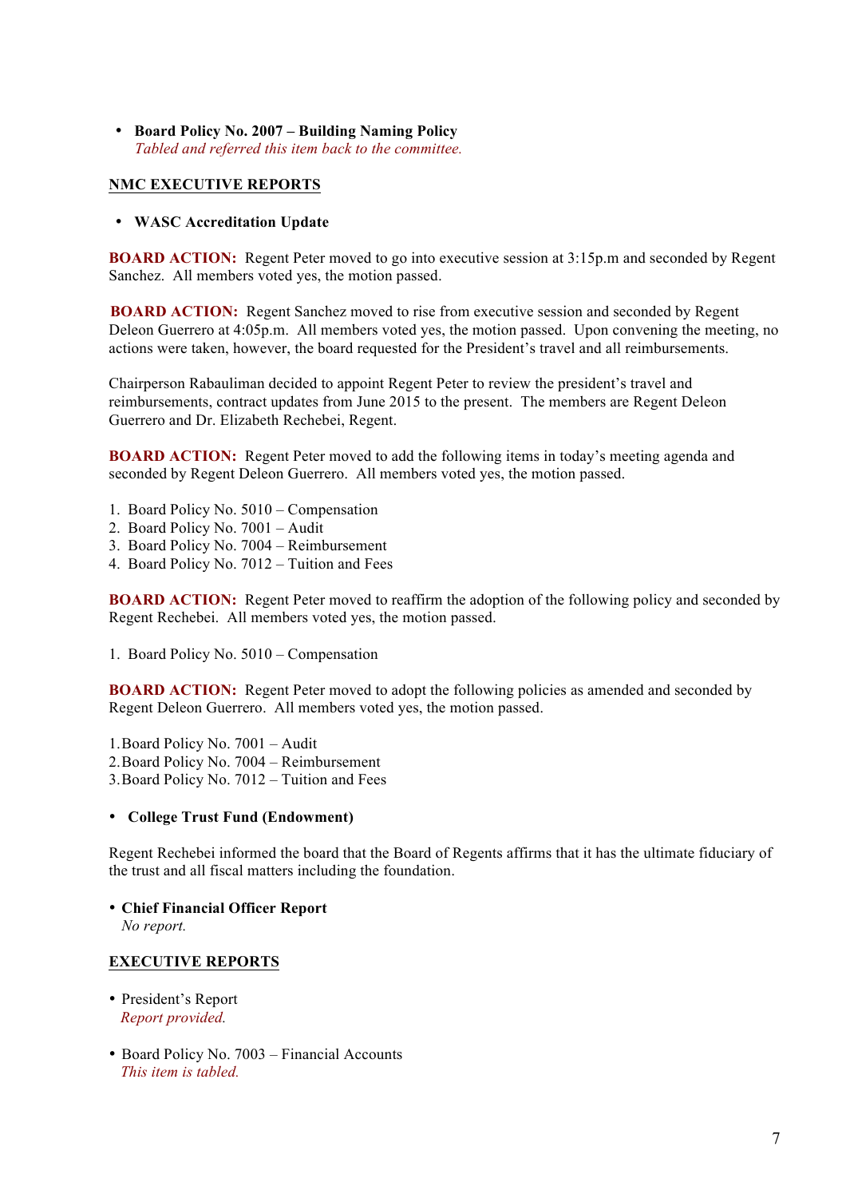- **Board Policy No. 2007 – Building Naming Policy**
  *Tabled and referred this item back to the committee.*

**NMC EXECUTIVE REPORTS**

- **WASC Accreditation Update**

**BOARD ACTION:** Regent Peter moved to go into executive session at 3:15p.m and seconded by Regent Sanchez. All members voted yes, the motion passed.

**BOARD ACTION:** Regent Sanchez moved to rise from executive session and seconded by Regent Deleon Guerrero at 4:05p.m. All members voted yes, the motion passed. Upon convening the meeting, no actions were taken, however, the board requested for the President's travel and all reimbursements.

Chairperson Rabauliman decided to appoint Regent Peter to review the president's travel and reimbursements, contract updates from June 2015 to the present. The members are Regent Deleon Guerrero and Dr. Elizabeth Rechebei, Regent.

**BOARD ACTION:** Regent Peter moved to add the following items in today's meeting agenda and seconded by Regent Deleon Guerrero. All members voted yes, the motion passed.

1. Board Policy No. 5010 – Compensation
2. Board Policy No. 7001 – Audit
3. Board Policy No. 7004 – Reimbursement
4. Board Policy No. 7012 – Tuition and Fees

**BOARD ACTION:** Regent Peter moved to reaffirm the adoption of the following policy and seconded by Regent Rechebei. All members voted yes, the motion passed.

1. Board Policy No. 5010 – Compensation

**BOARD ACTION:** Regent Peter moved to adopt the following policies as amended and seconded by Regent Deleon Guerrero. All members voted yes, the motion passed.

1. Board Policy No. 7001 – Audit
2. Board Policy No. 7004 – Reimbursement
3. Board Policy No. 7012 – Tuition and Fees

- **College Trust Fund (Endowment)**

Regent Rechebei informed the board that the Board of Regents affirms that it has the ultimate fiduciary of the trust and all fiscal matters including the foundation.

- **Chief Financial Officer Report**
  *No report.*

**EXECUTIVE REPORTS**

- President's Report
  *Report provided.*

- Board Policy No. 7003 – Financial Accounts
  *This item is tabled.*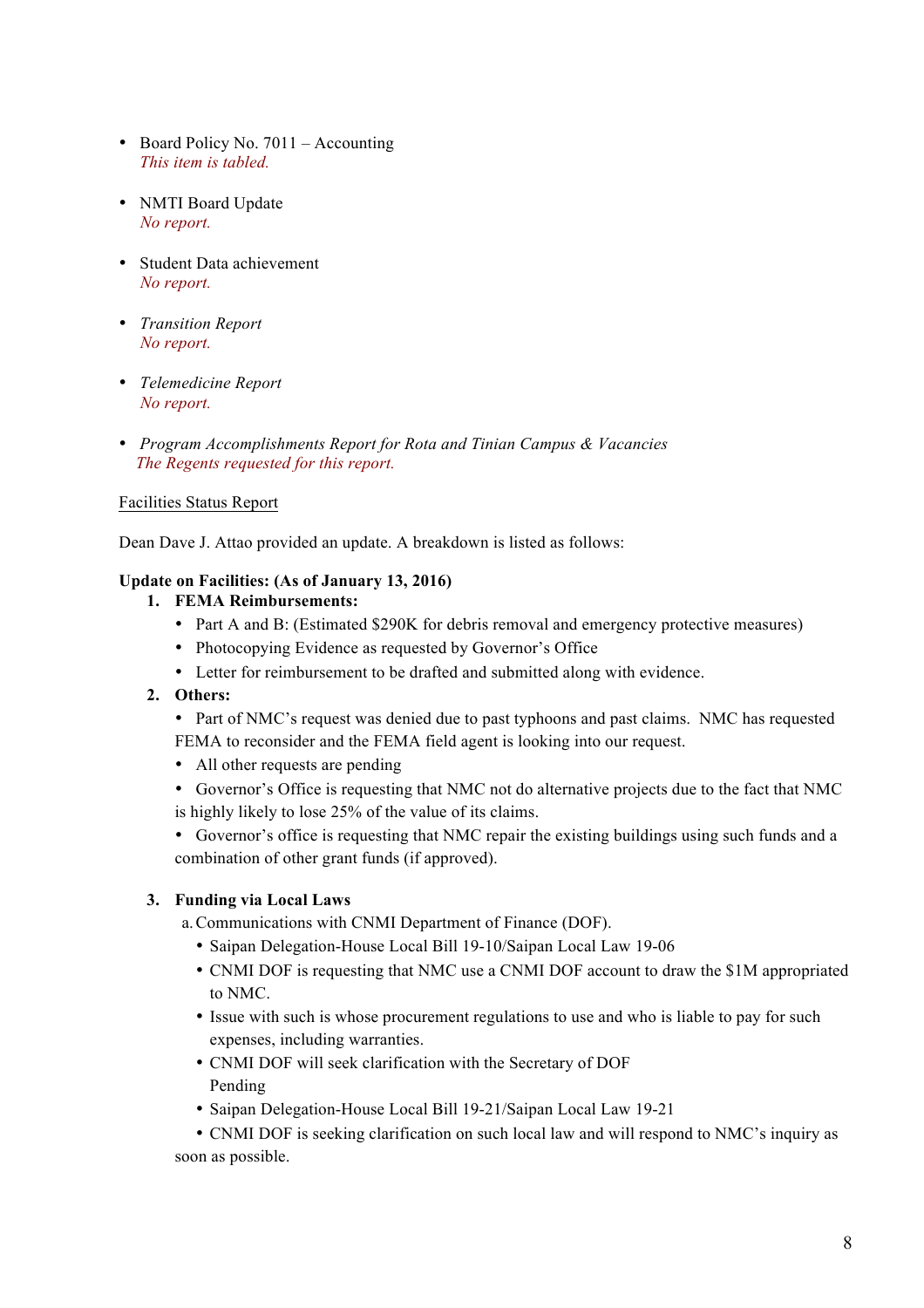- Board Policy No. 7011 – Accounting
  *This item is tabled.*

- NMTI Board Update
  *No report.*

- Student Data achievement
  *No report.*

- *Transition Report*
  *No report.*

- *Telemedicine Report*
  *No report.*

- *Program Accomplishments Report for Rota and Tinian Campus & Vacancies*
  *The Regents requested for this report.*

<u>Facilities Status Report</u>

Dean Dave J. Attao provided an update. A breakdown is listed as follows:

**Update on Facilities: (As of January 13, 2016)**

1. **FEMA Reimbursements:**
   - Part A and B: (Estimated $290K for debris removal and emergency protective measures)
   - Photocopying Evidence as requested by Governor's Office
   - Letter for reimbursement to be drafted and submitted along with evidence.
2. **Others:**
   - Part of NMC's request was denied due to past typhoons and past claims. NMC has requested FEMA to reconsider and the FEMA field agent is looking into our request.
   - All other requests are pending
   - Governor's Office is requesting that NMC not do alternative projects due to the fact that NMC is highly likely to lose 25% of the value of its claims.
   - Governor's office is requesting that NMC repair the existing buildings using such funds and a combination of other grant funds (if approved).

3. **Funding via Local Laws**
   a. Communications with CNMI Department of Finance (DOF).
   - Saipan Delegation-House Local Bill 19-10/Saipan Local Law 19-06
   - CNMI DOF is requesting that NMC use a CNMI DOF account to draw the $1M appropriated to NMC.
   - Issue with such is whose procurement regulations to use and who is liable to pay for such expenses, including warranties.
   - CNMI DOF will seek clarification with the Secretary of DOF
     Pending
   - Saipan Delegation-House Local Bill 19-21/Saipan Local Law 19-21
   - CNMI DOF is seeking clarification on such local law and will respond to NMC's inquiry as soon as possible.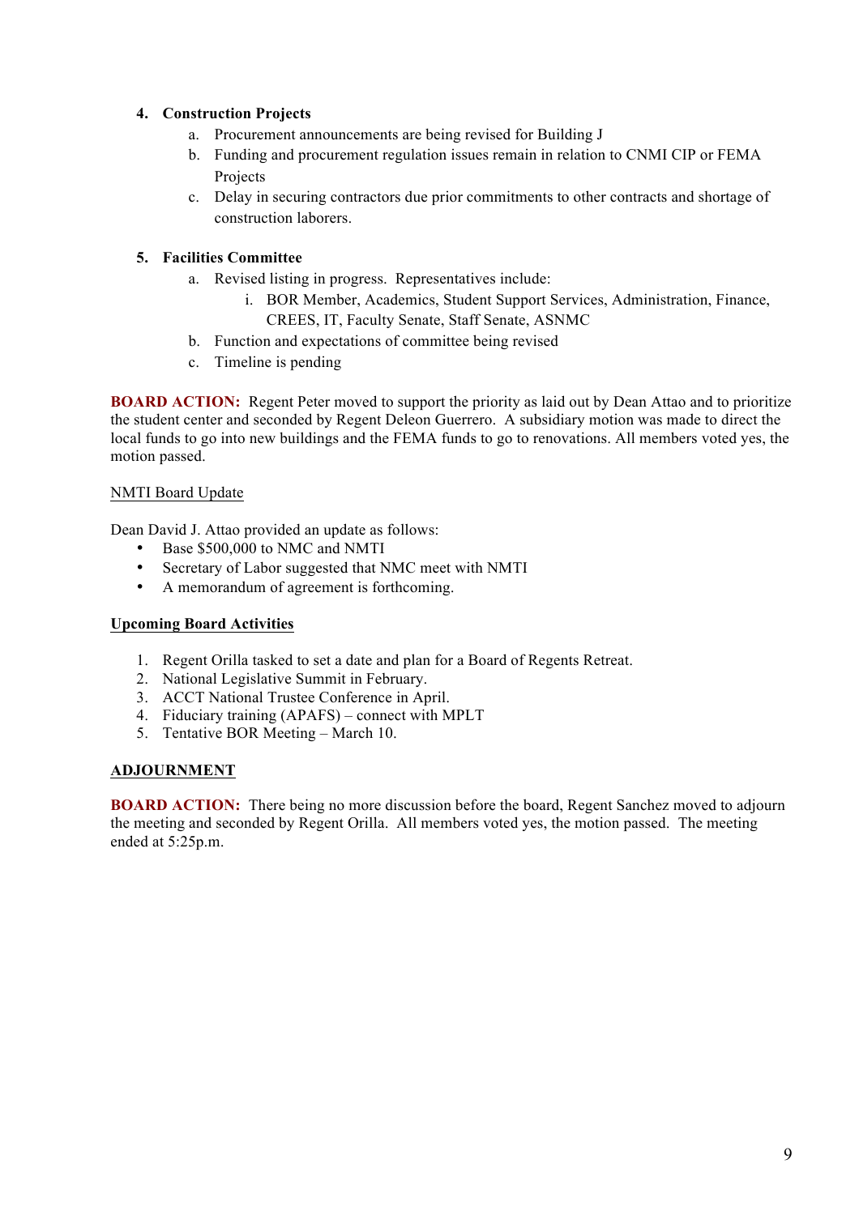4. **Construction Projects**
    a. Procurement announcements are being revised for Building J
    b. Funding and procurement regulation issues remain in relation to CNMI CIP or FEMA Projects
    c. Delay in securing contractors due prior commitments to other contracts and shortage of construction laborers.

5. **Facilities Committee**
    a. Revised listing in progress. Representatives include:
        i. BOR Member, Academics, Student Support Services, Administration, Finance, CREES, IT, Faculty Senate, Staff Senate, ASNMC
    b. Function and expectations of committee being revised
    c. Timeline is pending

**BOARD ACTION:** Regent Peter moved to support the priority as laid out by Dean Attao and to prioritize the student center and seconded by Regent Deleon Guerrero. A subsidiary motion was made to direct the local funds to go into new buildings and the FEMA funds to go to renovations. All members voted yes, the motion passed.

NMTI Board Update

Dean David J. Attao provided an update as follows:

- Base $500,000 to NMC and NMTI
- Secretary of Labor suggested that NMC meet with NMTI
- A memorandum of agreement is forthcoming.

**Upcoming Board Activities**

1. Regent Orilla tasked to set a date and plan for a Board of Regents Retreat.
2. National Legislative Summit in February.
3. ACCT National Trustee Conference in April.
4. Fiduciary training (APAFS) – connect with MPLT
5. Tentative BOR Meeting – March 10.

**ADJOURNMENT**

**BOARD ACTION:** There being no more discussion before the board, Regent Sanchez moved to adjourn the meeting and seconded by Regent Orilla. All members voted yes, the motion passed. The meeting ended at 5:25p.m.